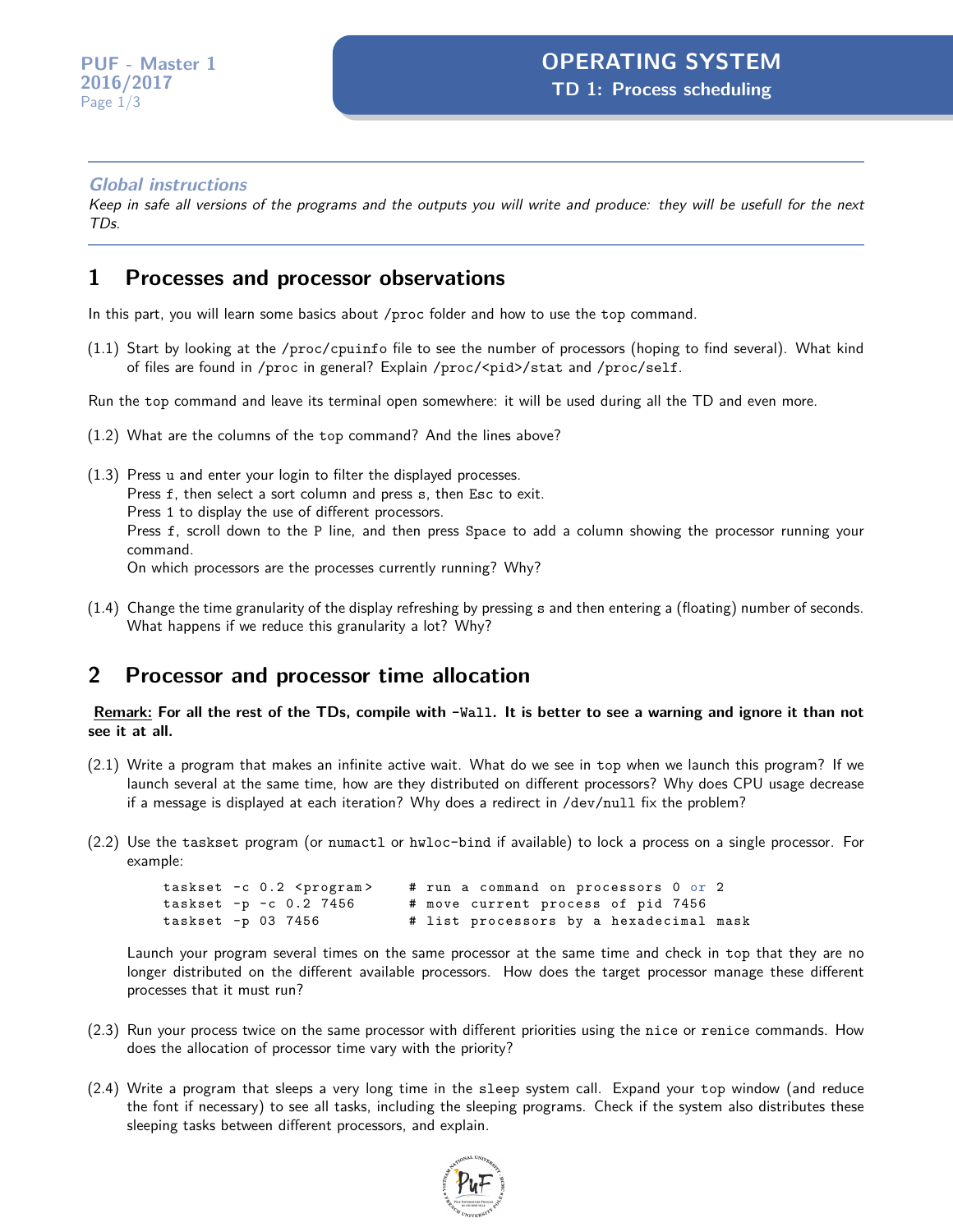# OPERATING SYSTEM

## TD 1: Process scheduling

PUF - Master 1
2016/2017

---

***Global instructions***

*Keep in safe all versions of the programs and the outputs you will write and produce: they will be usefull for the next TDs.*

---

## 1 Processes and processor observations

In this part, you will learn some basics about `/proc` folder and how to use the `top` command.

(1.1) Start by looking at the `/proc/cpuinfo` file to see the number of processors (hoping to find several). What kind of files are found in `/proc` in general? Explain `/proc/<pid>/stat` and `/proc/self`.

Run the `top` command and leave its terminal open somewhere: it will be used during all the TD and even more.

(1.2) What are the columns of the `top` command? And the lines above?

(1.3) Press `u` and enter your login to filter the displayed processes.
Press `f`, then select a sort column and press `s`, then `Esc` to exit.
Press `1` to display the use of different processors.
Press `f`, scroll down to the `P` line, and then press `Space` to add a column showing the processor running your command.
On which processors are the processes currently running? Why?

(1.4) Change the time granularity of the display refreshing by pressing `s` and then entering a (floating) number of seconds. What happens if we reduce this granularity a lot? Why?

## 2 Processor and processor time allocation

**Remark: For all the rest of the TDs, compile with `-Wall`. It is better to see a warning and ignore it than not see it at all.**

(2.1) Write a program that makes an infinite active wait. What do we see in `top` when we launch this program? If we launch several at the same time, how are they distributed on different processors? Why does CPU usage decrease if a message is displayed at each iteration? Why does a redirect in `/dev/null` fix the problem?

(2.2) Use the `taskset` program (or `numactl` or `hwloc-bind` if available) to lock a process on a single processor. For example:

```
taskset -c 0.2 <program>     # run a command on processors 0 or 2
taskset -p -c 0.2 7456       # move current process of pid 7456
taskset -p 03 7456           # list processors by a hexadecimal mask
```

Launch your program several times on the same processor at the same time and check in `top` that they are no longer distributed on the different available processors. How does the target processor manage these different processes that it must run?

(2.3) Run your process twice on the same processor with different priorities using the `nice` or `renice` commands. How does the allocation of processor time vary with the priority?

(2.4) Write a program that sleeps a very long time in the `sleep` system call. Expand your `top` window (and reduce the font if necessary) to see all tasks, including the sleeping programs. Check if the system also distributes these sleeping tasks between different processors, and explain.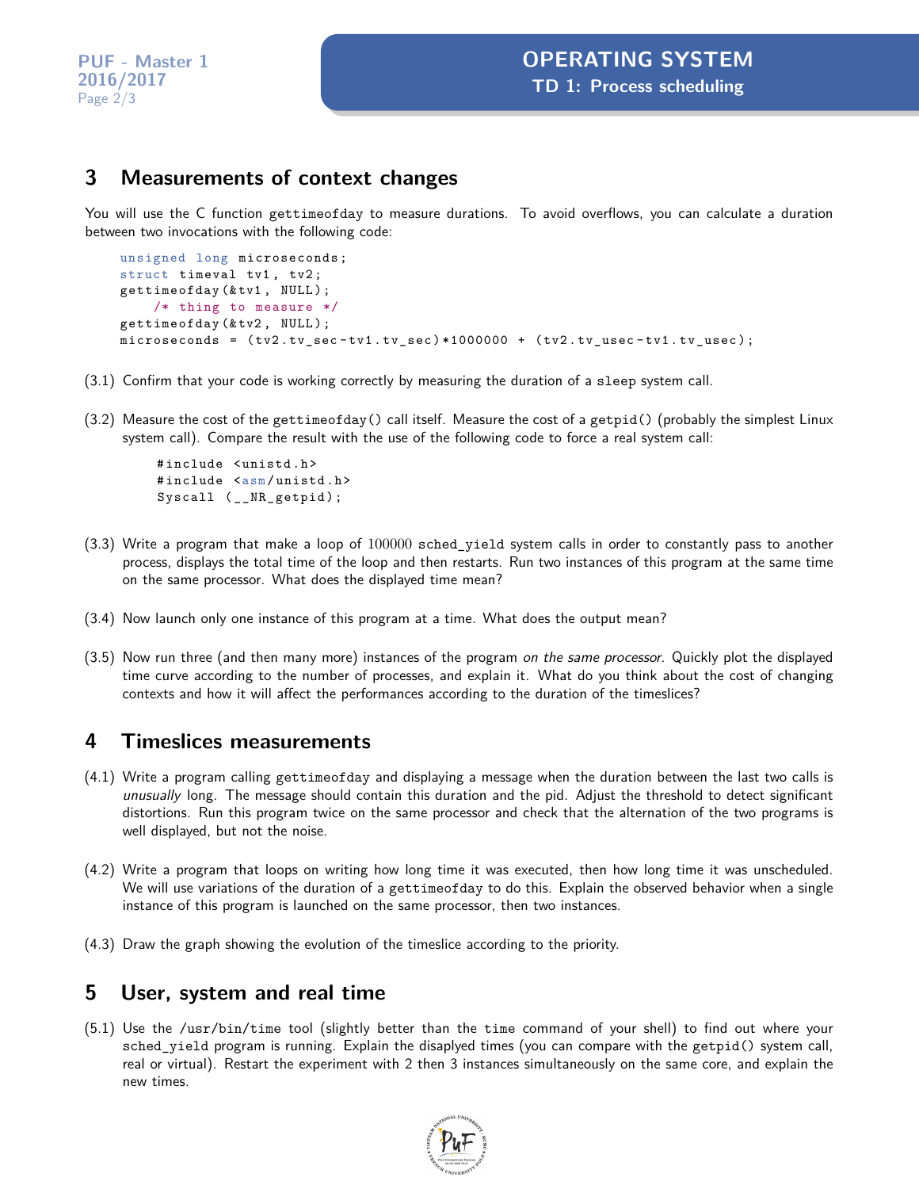## 3 Measurements of context changes

You will use the C function gettimeofday to measure durations. To avoid overflows, you can calculate a duration between two invocations with the following code:

```
unsigned long microseconds;
struct timeval tv1, tv2;
gettimeofday(&tv1, NULL);
    /* thing to measure */
gettimeofday(&tv2, NULL);
microseconds = (tv2.tv_sec-tv1.tv_sec)*1000000 + (tv2.tv_usec-tv1.tv_usec);
```

(3.1) Confirm that your code is working correctly by measuring the duration of a sleep system call.

(3.2) Measure the cost of the gettimeofday() call itself. Measure the cost of a getpid() (probably the simplest Linux system call). Compare the result with the use of the following code to force a real system call:

```
#include <unistd.h>
#include <asm/unistd.h>
Syscall (__NR_getpid);
```

(3.3) Write a program that make a loop of $100000$ sched_yield system calls in order to constantly pass to another process, displays the total time of the loop and then restarts. Run two instances of this program at the same time on the same processor. What does the displayed time mean?

(3.4) Now launch only one instance of this program at a time. What does the output mean?

(3.5) Now run three (and then many more) instances of the program *on the same processor*. Quickly plot the displayed time curve according to the number of processes, and explain it. What do you think about the cost of changing contexts and how it will affect the performances according to the duration of the timeslices?

## 4 Timeslices measurements

(4.1) Write a program calling gettimeofday and displaying a message when the duration between the last two calls is *unusually* long. The message should contain this duration and the pid. Adjust the threshold to detect significant distortions. Run this program twice on the same processor and check that the alternation of the two programs is well displayed, but not the noise.

(4.2) Write a program that loops on writing how long time it was executed, then how long time it was unscheduled. We will use variations of the duration of a gettimeofday to do this. Explain the observed behavior when a single instance of this program is launched on the same processor, then two instances.

(4.3) Draw the graph showing the evolution of the timeslice according to the priority.

## 5 User, system and real time

(5.1) Use the /usr/bin/time tool (slightly better than the time command of your shell) to find out where your sched_yield program is running. Explain the disaplyed times (you can compare with the getpid() system call, real or virtual). Restart the experiment with 2 then 3 instances simultaneously on the same core, and explain the new times.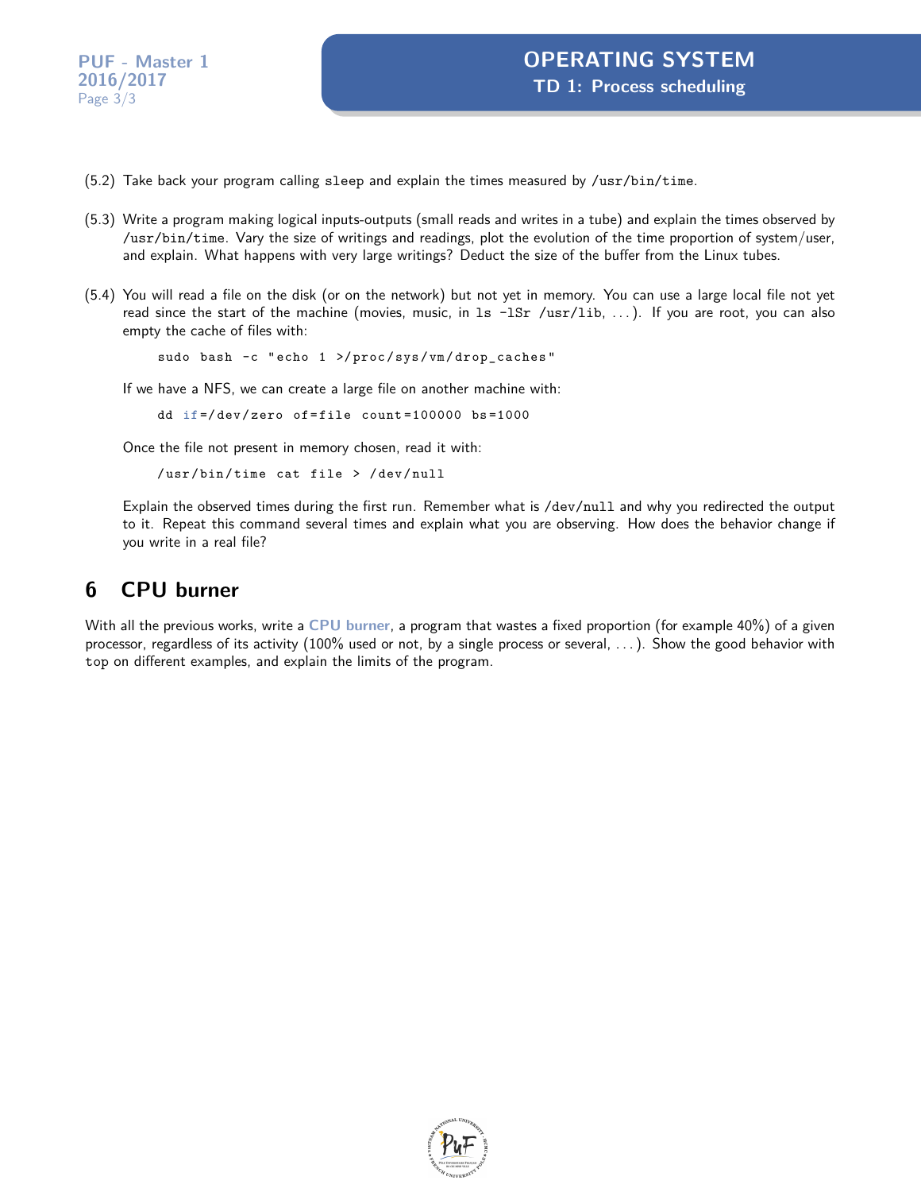(5.2) Take back your program calling `sleep` and explain the times measured by `/usr/bin/time`.

(5.3) Write a program making logical inputs-outputs (small reads and writes in a tube) and explain the times observed by `/usr/bin/time`. Vary the size of writings and readings, plot the evolution of the time proportion of system/user, and explain. What happens with very large writings? Deduct the size of the buffer from the Linux tubes.

(5.4) You will read a file on the disk (or on the network) but not yet in memory. You can use a large local file not yet read since the start of the machine (movies, music, in `ls -lSr /usr/lib`, ...). If you are root, you can also empty the cache of files with:

```
sudo bash -c "echo 1 >/proc/sys/vm/drop_caches"
```

If we have a NFS, we can create a large file on another machine with:

```
dd if=/dev/zero of=file count=100000 bs=1000
```

Once the file not present in memory chosen, read it with:

```
/usr/bin/time cat file > /dev/null
```

Explain the observed times during the first run. Remember what is `/dev/null` and why you redirected the output to it. Repeat this command several times and explain what you are observing. How does the behavior change if you write in a real file?

## 6 CPU burner

With all the previous works, write a **CPU burner**, a program that wastes a fixed proportion (for example 40%) of a given processor, regardless of its activity (100% used or not, by a single process or several, ...). Show the good behavior with `top` on different examples, and explain the limits of the program.